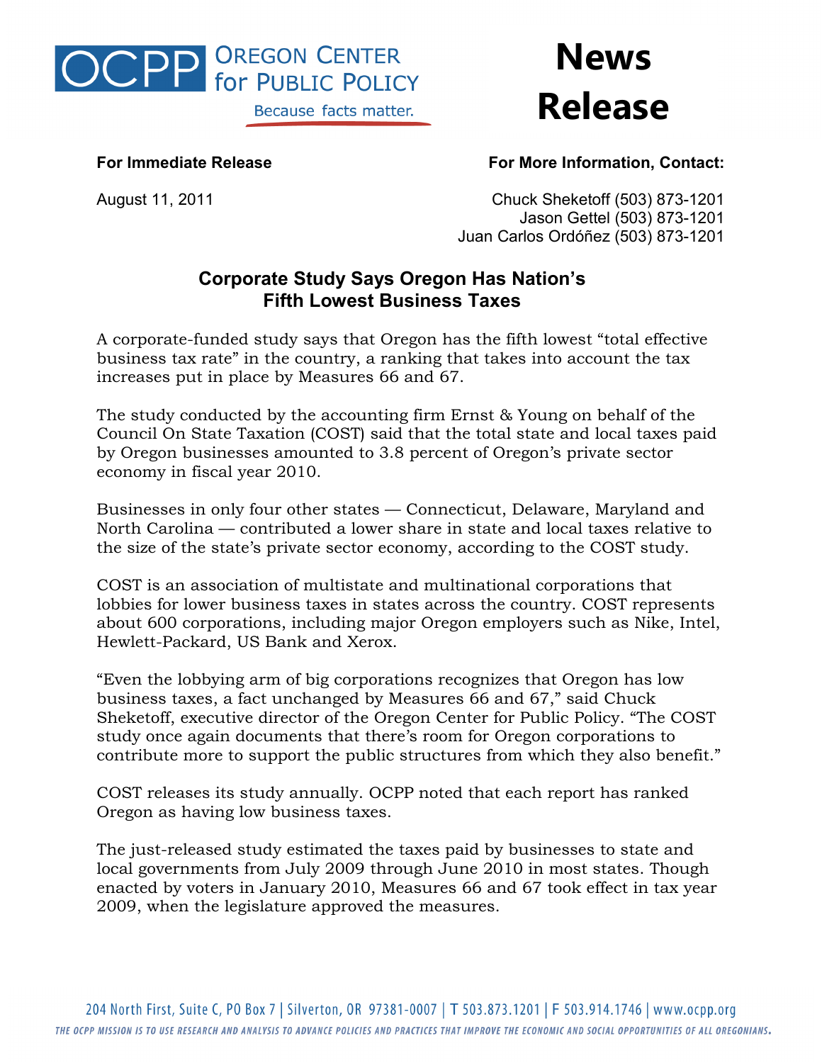OCPP Oregon Center for Public Policy

Because facts matter.

# News Release

**For Immediate Release**

August 11, 2011

**For More Information, Contact:**

Chuck Sheketoff (503) 873-1201
Jason Gettel (503) 873-1201
Juan Carlos Ordóñez (503) 873-1201

## Corporate Study Says Oregon Has Nation's Fifth Lowest Business Taxes

A corporate-funded study says that Oregon has the fifth lowest "total effective business tax rate" in the country, a ranking that takes into account the tax increases put in place by Measures 66 and 67.

The study conducted by the accounting firm Ernst & Young on behalf of the Council On State Taxation (COST) said that the total state and local taxes paid by Oregon businesses amounted to 3.8 percent of Oregon's private sector economy in fiscal year 2010.

Businesses in only four other states — Connecticut, Delaware, Maryland and North Carolina — contributed a lower share in state and local taxes relative to the size of the state's private sector economy, according to the COST study.

COST is an association of multistate and multinational corporations that lobbies for lower business taxes in states across the country. COST represents about 600 corporations, including major Oregon employers such as Nike, Intel, Hewlett-Packard, US Bank and Xerox.

"Even the lobbying arm of big corporations recognizes that Oregon has low business taxes, a fact unchanged by Measures 66 and 67," said Chuck Sheketoff, executive director of the Oregon Center for Public Policy. "The COST study once again documents that there's room for Oregon corporations to contribute more to support the public structures from which they also benefit."

COST releases its study annually. OCPP noted that each report has ranked Oregon as having low business taxes.

The just-released study estimated the taxes paid by businesses to state and local governments from July 2009 through June 2010 in most states. Though enacted by voters in January 2010, Measures 66 and 67 took effect in tax year 2009, when the legislature approved the measures.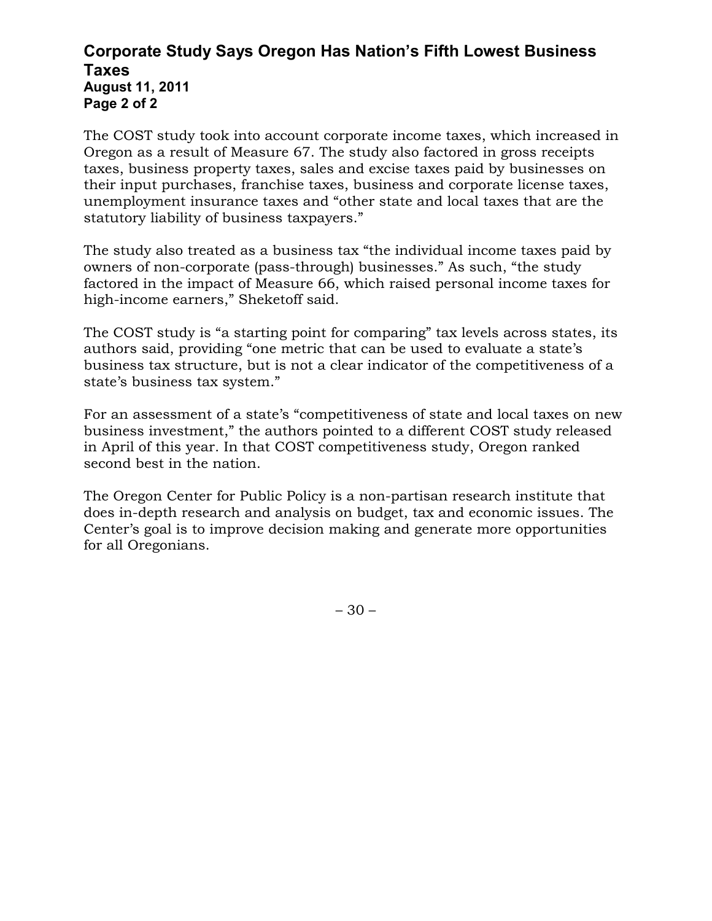The COST study took into account corporate income taxes, which increased in Oregon as a result of Measure 67. The study also factored in gross receipts taxes, business property taxes, sales and excise taxes paid by businesses on their input purchases, franchise taxes, business and corporate license taxes, unemployment insurance taxes and "other state and local taxes that are the statutory liability of business taxpayers."

The study also treated as a business tax "the individual income taxes paid by owners of non-corporate (pass-through) businesses." As such, "the study factored in the impact of Measure 66, which raised personal income taxes for high-income earners," Sheketoff said.

The COST study is "a starting point for comparing" tax levels across states, its authors said, providing "one metric that can be used to evaluate a state's business tax structure, but is not a clear indicator of the competitiveness of a state's business tax system."

For an assessment of a state's "competitiveness of state and local taxes on new business investment," the authors pointed to a different COST study released in April of this year. In that COST competitiveness study, Oregon ranked second best in the nation.

The Oregon Center for Public Policy is a non-partisan research institute that does in-depth research and analysis on budget, tax and economic issues. The Center's goal is to improve decision making and generate more opportunities for all Oregonians.

– 30 –